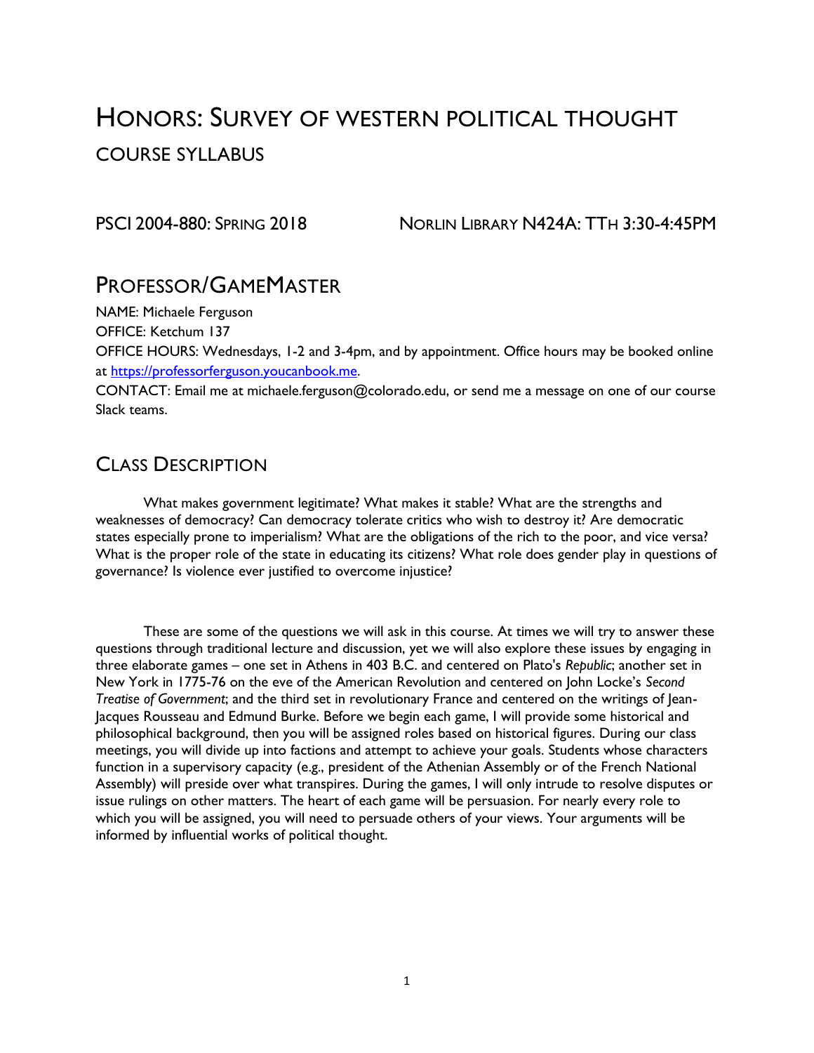# HONORS: SURVEY OF WESTERN POLITICAL THOUGHT

## COURSE SYLLABUS

PSCI 2004-880: SPRING 2018 NORLIN LIBRARY N424A: TTH 3:30-4:45PM

## PROFESSOR/GAMEMASTER

NAME: Michaele Ferguson

OFFICE: Ketchum 137

OFFICE HOURS: Wednesdays, 1-2 and 3-4pm, and by appointment. Office hours may be booked online at [https://professorferguson.youcanbook.me](https://professorferguson.youcanbook.me).

CONTACT: Email me at michaele.ferguson@colorado.edu, or send me a message on one of our course Slack teams.

## CLASS DESCRIPTION

What makes government legitimate? What makes it stable? What are the strengths and weaknesses of democracy? Can democracy tolerate critics who wish to destroy it? Are democratic states especially prone to imperialism? What are the obligations of the rich to the poor, and vice versa? What is the proper role of the state in educating its citizens? What role does gender play in questions of governance? Is violence ever justified to overcome injustice?

These are some of the questions we will ask in this course. At times we will try to answer these questions through traditional lecture and discussion, yet we will also explore these issues by engaging in three elaborate games – one set in Athens in 403 B.C. and centered on Plato's *Republic*; another set in New York in 1775-76 on the eve of the American Revolution and centered on John Locke's *Second Treatise of Government*; and the third set in revolutionary France and centered on the writings of Jean-Jacques Rousseau and Edmund Burke. Before we begin each game, I will provide some historical and philosophical background, then you will be assigned roles based on historical figures. During our class meetings, you will divide up into factions and attempt to achieve your goals. Students whose characters function in a supervisory capacity (e.g., president of the Athenian Assembly or of the French National Assembly) will preside over what transpires. During the games, I will only intrude to resolve disputes or issue rulings on other matters. The heart of each game will be persuasion. For nearly every role to which you will be assigned, you will need to persuade others of your views. Your arguments will be informed by influential works of political thought.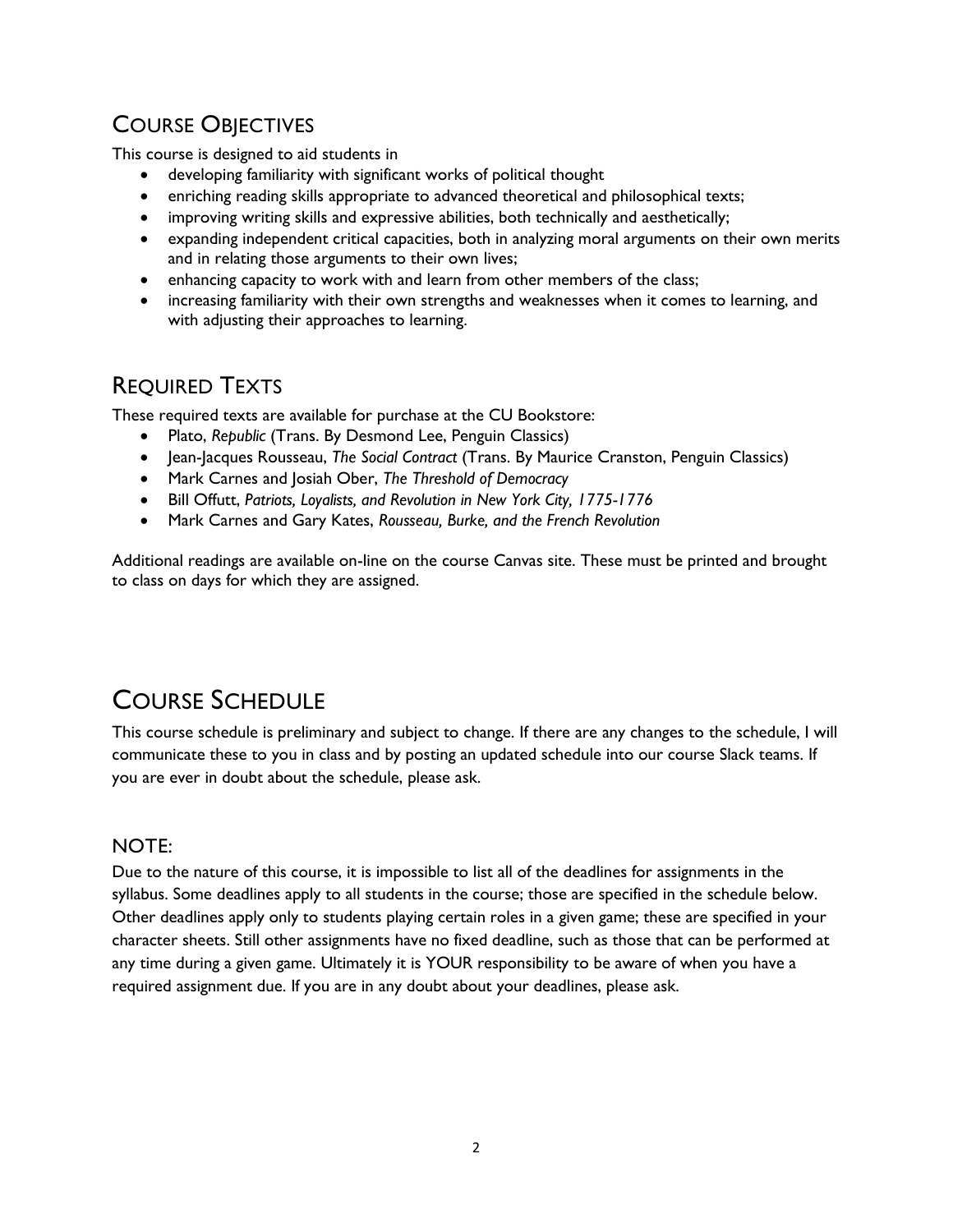## Course Objectives

This course is designed to aid students in

- developing familiarity with significant works of political thought
- enriching reading skills appropriate to advanced theoretical and philosophical texts;
- improving writing skills and expressive abilities, both technically and aesthetically;
- expanding independent critical capacities, both in analyzing moral arguments on their own merits and in relating those arguments to their own lives;
- enhancing capacity to work with and learn from other members of the class;
- increasing familiarity with their own strengths and weaknesses when it comes to learning, and with adjusting their approaches to learning.

## Required Texts

These required texts are available for purchase at the CU Bookstore:

- Plato, *Republic* (Trans. By Desmond Lee, Penguin Classics)
- Jean-Jacques Rousseau, *The Social Contract* (Trans. By Maurice Cranston, Penguin Classics)
- Mark Carnes and Josiah Ober, *The Threshold of Democracy*
- Bill Offutt, *Patriots, Loyalists, and Revolution in New York City, 1775-1776*
- Mark Carnes and Gary Kates, *Rousseau, Burke, and the French Revolution*

Additional readings are available on-line on the course Canvas site. These must be printed and brought to class on days for which they are assigned.

# Course Schedule

This course schedule is preliminary and subject to change. If there are any changes to the schedule, I will communicate these to you in class and by posting an updated schedule into our course Slack teams. If you are ever in doubt about the schedule, please ask.

### NOTE:

Due to the nature of this course, it is impossible to list all of the deadlines for assignments in the syllabus. Some deadlines apply to all students in the course; those are specified in the schedule below. Other deadlines apply only to students playing certain roles in a given game; these are specified in your character sheets. Still other assignments have no fixed deadline, such as those that can be performed at any time during a given game. Ultimately it is YOUR responsibility to be aware of when you have a required assignment due. If you are in any doubt about your deadlines, please ask.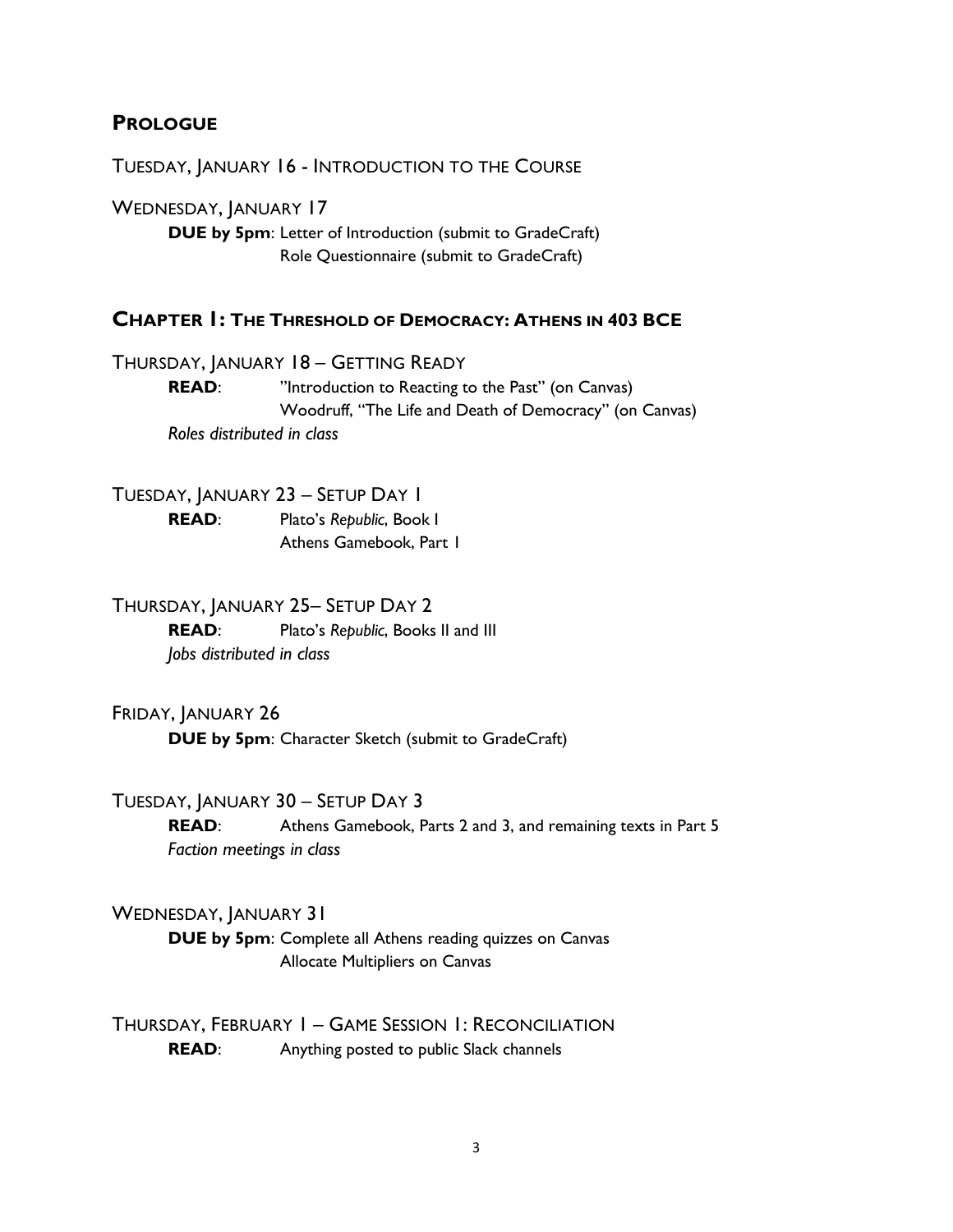## Prologue

TUESDAY, JANUARY 16 - INTRODUCTION TO THE COURSE

WEDNESDAY, JANUARY 17

**DUE by 5pm**: Letter of Introduction (submit to GradeCraft)
Role Questionnaire (submit to GradeCraft)

## Chapter 1: The Threshold of Democracy: Athens in 403 BCE

THURSDAY, JANUARY 18 – GETTING READY

**READ**: "Introduction to Reacting to the Past" (on Canvas)
Woodruff, "The Life and Death of Democracy" (on Canvas)

*Roles distributed in class*

TUESDAY, JANUARY 23 – SETUP DAY 1

**READ**: Plato's *Republic*, Book I
Athens Gamebook, Part 1

THURSDAY, JANUARY 25– SETUP DAY 2

**READ**: Plato's *Republic*, Books II and III

*Jobs distributed in class*

FRIDAY, JANUARY 26

**DUE by 5pm**: Character Sketch (submit to GradeCraft)

TUESDAY, JANUARY 30 – SETUP DAY 3

**READ**: Athens Gamebook, Parts 2 and 3, and remaining texts in Part 5

*Faction meetings in class*

WEDNESDAY, JANUARY 31

**DUE by 5pm**: Complete all Athens reading quizzes on Canvas
Allocate Multipliers on Canvas

THURSDAY, FEBRUARY 1 – GAME SESSION 1: RECONCILIATION

**READ**: Anything posted to public Slack channels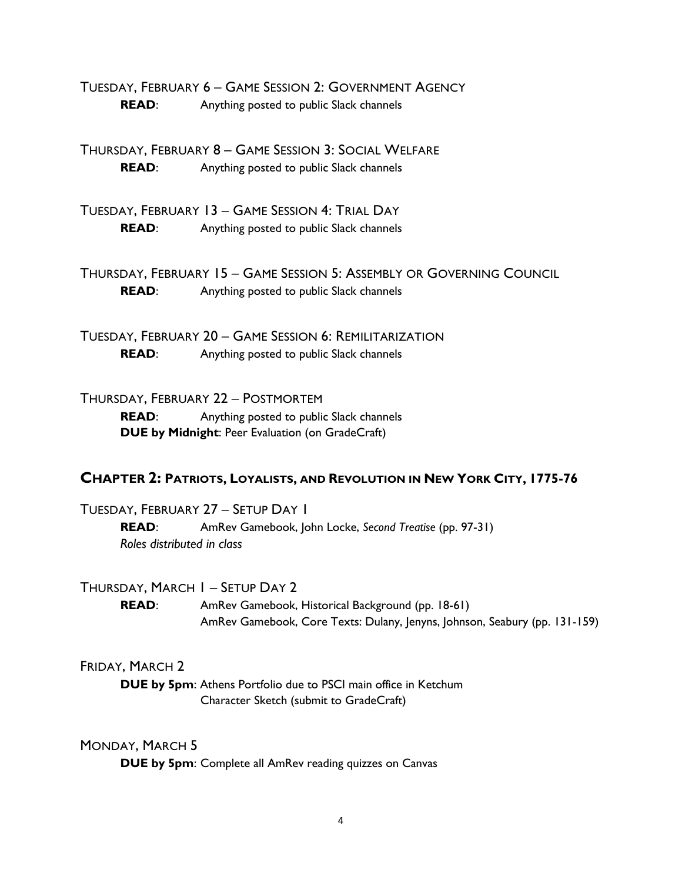TUESDAY, FEBRUARY 6 – GAME SESSION 2: GOVERNMENT AGENCY

**READ**: Anything posted to public Slack channels

THURSDAY, FEBRUARY 8 – GAME SESSION 3: SOCIAL WELFARE

**READ**: Anything posted to public Slack channels

TUESDAY, FEBRUARY 13 – GAME SESSION 4: TRIAL DAY

**READ**: Anything posted to public Slack channels

THURSDAY, FEBRUARY 15 – GAME SESSION 5: ASSEMBLY OR GOVERNING COUNCIL

**READ**: Anything posted to public Slack channels

TUESDAY, FEBRUARY 20 – GAME SESSION 6: REMILITARIZATION

**READ**: Anything posted to public Slack channels

THURSDAY, FEBRUARY 22 – POSTMORTEM

**READ**: Anything posted to public Slack channels
**DUE by Midnight**: Peer Evaluation (on GradeCraft)

## CHAPTER 2: PATRIOTS, LOYALISTS, AND REVOLUTION IN NEW YORK CITY, 1775-76

TUESDAY, FEBRUARY 27 – SETUP DAY 1

**READ**: AmRev Gamebook, John Locke, *Second Treatise* (pp. 97-31)
*Roles distributed in class*

THURSDAY, MARCH 1 – SETUP DAY 2

**READ**: AmRev Gamebook, Historical Background (pp. 18-61)
AmRev Gamebook, Core Texts: Dulany, Jenyns, Johnson, Seabury (pp. 131-159)

FRIDAY, MARCH 2

**DUE by 5pm**: Athens Portfolio due to PSCI main office in Ketchum
Character Sketch (submit to GradeCraft)

MONDAY, MARCH 5

**DUE by 5pm**: Complete all AmRev reading quizzes on Canvas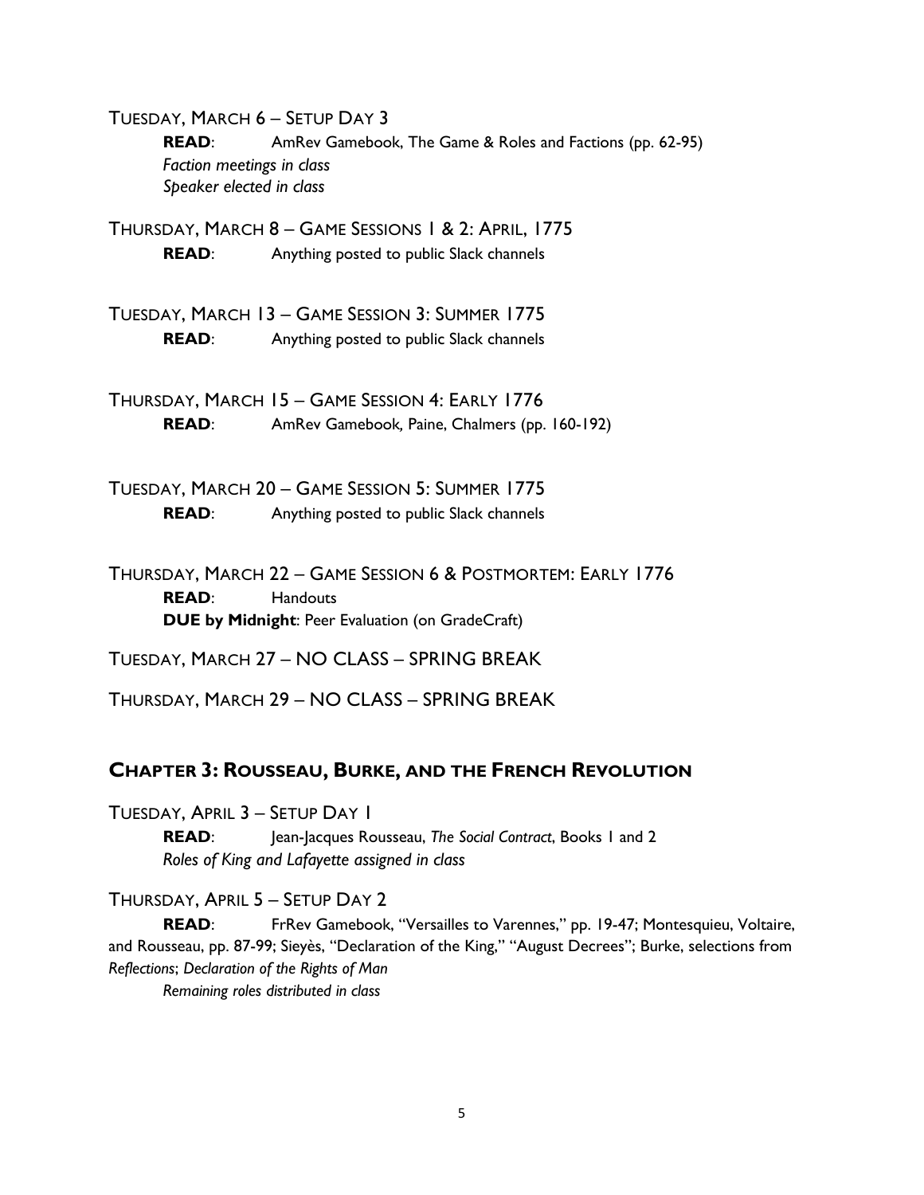TUESDAY, MARCH 6 – SETUP DAY 3

**READ**: AmRev Gamebook, The Game & Roles and Factions (pp. 62-95)
*Faction meetings in class*
*Speaker elected in class*

THURSDAY, MARCH 8 – GAME SESSIONS 1 & 2: APRIL, 1775

**READ**: Anything posted to public Slack channels

TUESDAY, MARCH 13 – GAME SESSION 3: SUMMER 1775

**READ**: Anything posted to public Slack channels

THURSDAY, MARCH 15 – GAME SESSION 4: EARLY 1776

**READ**: AmRev Gamebook, Paine, Chalmers (pp. 160-192)

TUESDAY, MARCH 20 – GAME SESSION 5: SUMMER 1775

**READ**: Anything posted to public Slack channels

THURSDAY, MARCH 22 – GAME SESSION 6 & POSTMORTEM: EARLY 1776

**READ**: Handouts
**DUE by Midnight**: Peer Evaluation (on GradeCraft)

TUESDAY, MARCH 27 – NO CLASS – SPRING BREAK

THURSDAY, MARCH 29 – NO CLASS – SPRING BREAK

## CHAPTER 3: ROUSSEAU, BURKE, AND THE FRENCH REVOLUTION

TUESDAY, APRIL 3 – SETUP DAY 1

**READ**: Jean-Jacques Rousseau, *The Social Contract*, Books 1 and 2
*Roles of King and Lafayette assigned in class*

THURSDAY, APRIL 5 – SETUP DAY 2

**READ**: FrRev Gamebook, "Versailles to Varennes," pp. 19-47; Montesquieu, Voltaire, and Rousseau, pp. 87-99; Sieyès, "Declaration of the King," "August Decrees"; Burke, selections from *Reflections*; *Declaration of the Rights of Man*
*Remaining roles distributed in class*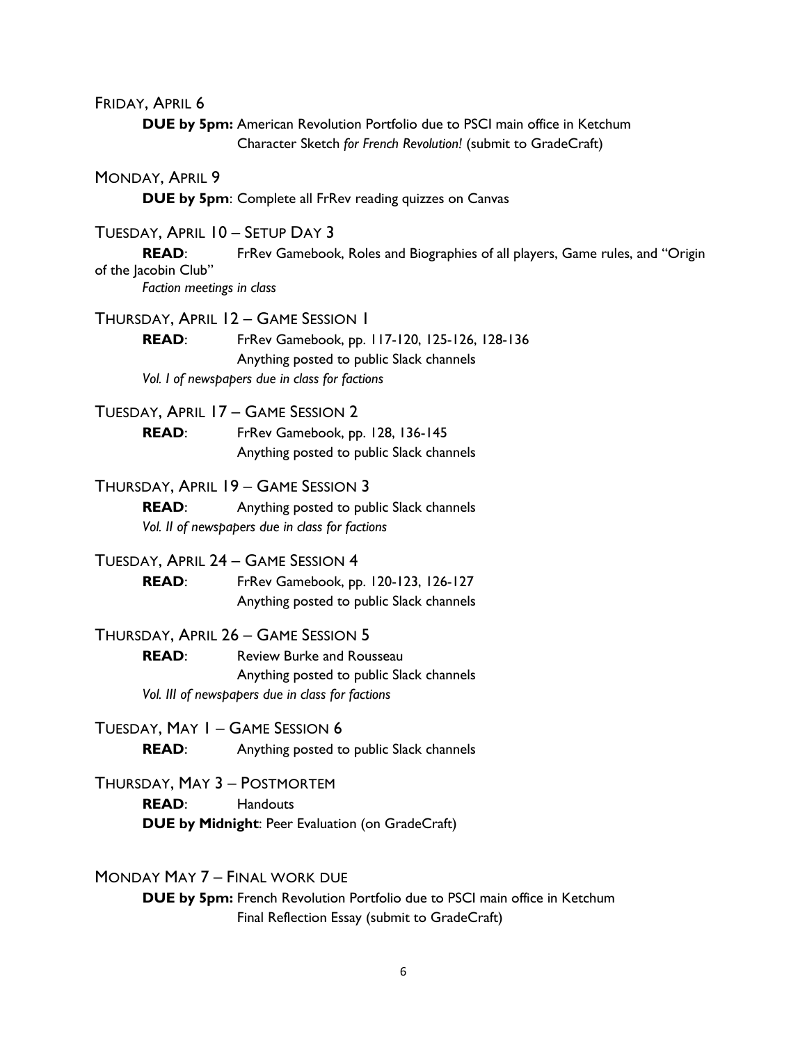Friday, April 6

**DUE by 5pm:** American Revolution Portfolio due to PSCI main office in Ketchum
Character Sketch *for French Revolution!* (submit to GradeCraft)

Monday, April 9

**DUE by 5pm**: Complete all FrRev reading quizzes on Canvas

Tuesday, April 10 – Setup Day 3

**READ**: FrRev Gamebook, Roles and Biographies of all players, Game rules, and "Origin of the Jacobin Club"

*Faction meetings in class*

Thursday, April 12 – Game Session 1

**READ**: FrRev Gamebook, pp. 117-120, 125-126, 128-136
Anything posted to public Slack channels

*Vol. I of newspapers due in class for factions*

Tuesday, April 17 – Game Session 2

**READ**: FrRev Gamebook, pp. 128, 136-145
Anything posted to public Slack channels

Thursday, April 19 – Game Session 3

**READ**: Anything posted to public Slack channels

*Vol. II of newspapers due in class for factions*

Tuesday, April 24 – Game Session 4

**READ**: FrRev Gamebook, pp. 120-123, 126-127
Anything posted to public Slack channels

Thursday, April 26 – Game Session 5

**READ**: Review Burke and Rousseau
Anything posted to public Slack channels

*Vol. III of newspapers due in class for factions*

Tuesday, May 1 – Game Session 6

**READ**: Anything posted to public Slack channels

Thursday, May 3 – Postmortem

**READ**: Handouts

**DUE by Midnight**: Peer Evaluation (on GradeCraft)

Monday May 7 – Final work due

**DUE by 5pm:** French Revolution Portfolio due to PSCI main office in Ketchum
Final Reflection Essay (submit to GradeCraft)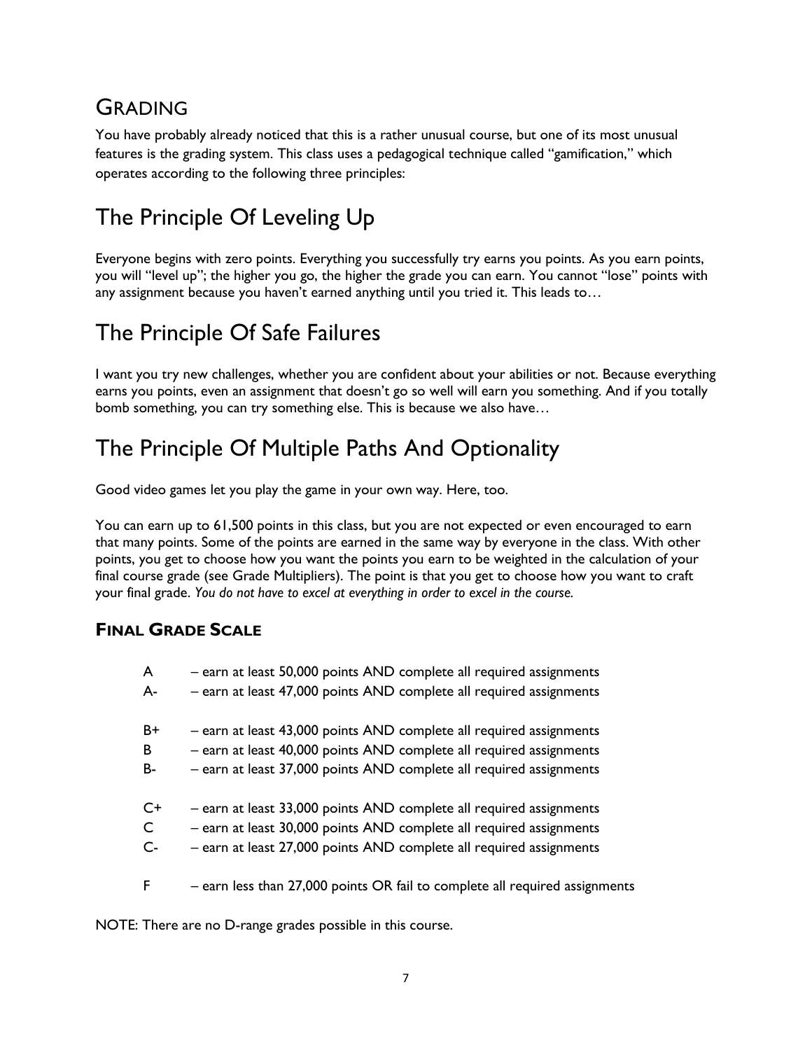# Grading

You have probably already noticed that this is a rather unusual course, but one of its most unusual features is the grading system. This class uses a pedagogical technique called "gamification," which operates according to the following three principles:

## The Principle Of Leveling Up

Everyone begins with zero points. Everything you successfully try earns you points. As you earn points, you will "level up"; the higher you go, the higher the grade you can earn. You cannot "lose" points with any assignment because you haven't earned anything until you tried it. This leads to…

## The Principle Of Safe Failures

I want you try new challenges, whether you are confident about your abilities or not. Because everything earns you points, even an assignment that doesn't go so well will earn you something. And if you totally bomb something, you can try something else. This is because we also have…

## The Principle Of Multiple Paths And Optionality

Good video games let you play the game in your own way. Here, too.

You can earn up to 61,500 points in this class, but you are not expected or even encouraged to earn that many points. Some of the points are earned in the same way by everyone in the class. With other points, you get to choose how you want the points you earn to be weighted in the calculation of your final course grade (see Grade Multipliers). The point is that you get to choose how you want to craft your final grade. *You do not have to excel at everything in order to excel in the course.*

### Final Grade Scale

| | |
|---|---|
| A | – earn at least 50,000 points AND complete all required assignments |
| A- | – earn at least 47,000 points AND complete all required assignments |
| B+ | – earn at least 43,000 points AND complete all required assignments |
| B | – earn at least 40,000 points AND complete all required assignments |
| B- | – earn at least 37,000 points AND complete all required assignments |
| C+ | – earn at least 33,000 points AND complete all required assignments |
| C | – earn at least 30,000 points AND complete all required assignments |
| C- | – earn at least 27,000 points AND complete all required assignments |
| F | – earn less than 27,000 points OR fail to complete all required assignments |

NOTE: There are no D-range grades possible in this course.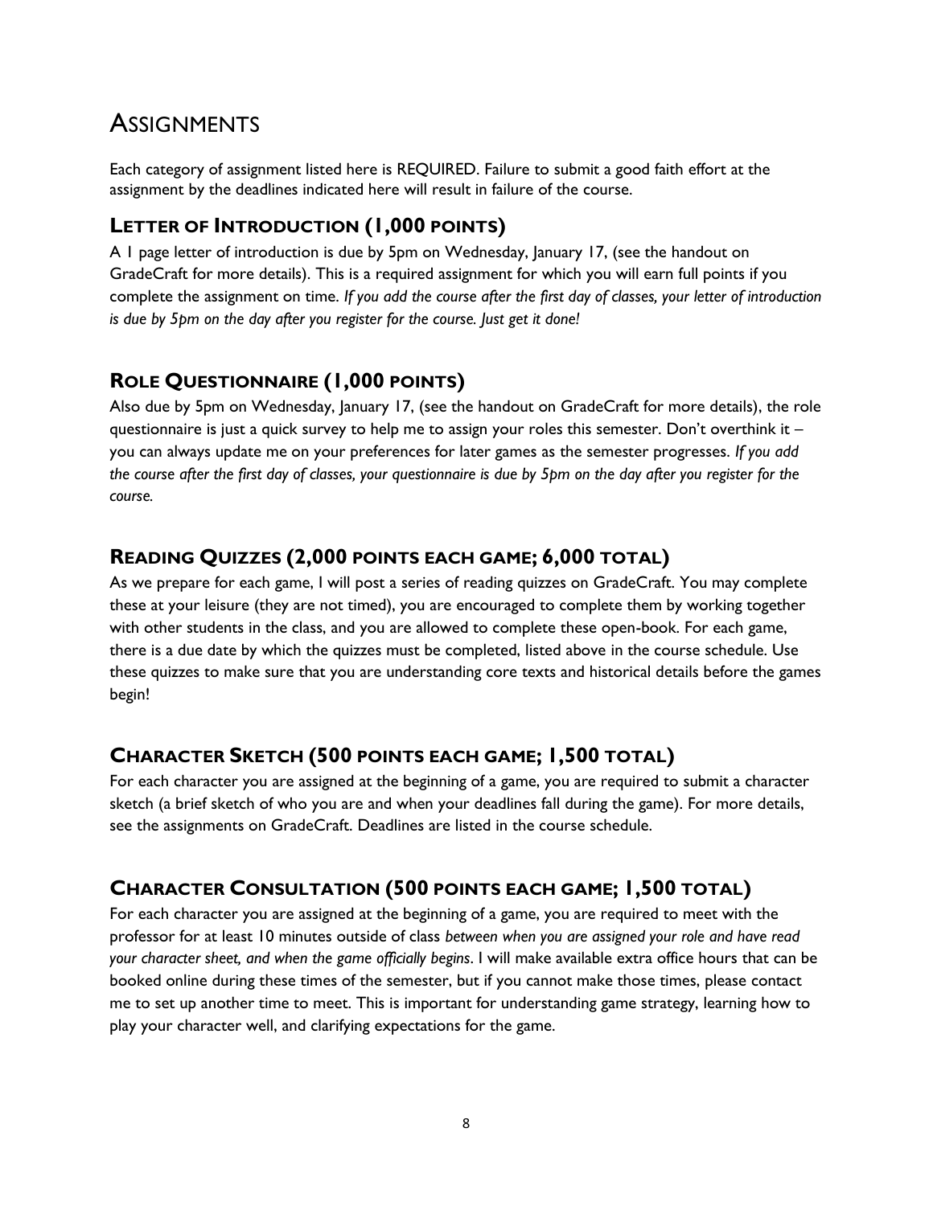# Assignments

Each category of assignment listed here is REQUIRED. Failure to submit a good faith effort at the assignment by the deadlines indicated here will result in failure of the course.

## Letter of Introduction (1,000 points)

A 1 page letter of introduction is due by 5pm on Wednesday, January 17, (see the handout on GradeCraft for more details). This is a required assignment for which you will earn full points if you complete the assignment on time. *If you add the course after the first day of classes, your letter of introduction is due by 5pm on the day after you register for the course. Just get it done!*

## Role Questionnaire (1,000 points)

Also due by 5pm on Wednesday, January 17, (see the handout on GradeCraft for more details), the role questionnaire is just a quick survey to help me to assign your roles this semester. Don't overthink it – you can always update me on your preferences for later games as the semester progresses. *If you add the course after the first day of classes, your questionnaire is due by 5pm on the day after you register for the course.*

## Reading Quizzes (2,000 points each game; 6,000 total)

As we prepare for each game, I will post a series of reading quizzes on GradeCraft. You may complete these at your leisure (they are not timed), you are encouraged to complete them by working together with other students in the class, and you are allowed to complete these open-book. For each game, there is a due date by which the quizzes must be completed, listed above in the course schedule. Use these quizzes to make sure that you are understanding core texts and historical details before the games begin!

## Character Sketch (500 points each game; 1,500 total)

For each character you are assigned at the beginning of a game, you are required to submit a character sketch (a brief sketch of who you are and when your deadlines fall during the game). For more details, see the assignments on GradeCraft. Deadlines are listed in the course schedule.

## Character Consultation (500 points each game; 1,500 total)

For each character you are assigned at the beginning of a game, you are required to meet with the professor for at least 10 minutes outside of class *between when you are assigned your role and have read your character sheet, and when the game officially begins*. I will make available extra office hours that can be booked online during these times of the semester, but if you cannot make those times, please contact me to set up another time to meet. This is important for understanding game strategy, learning how to play your character well, and clarifying expectations for the game.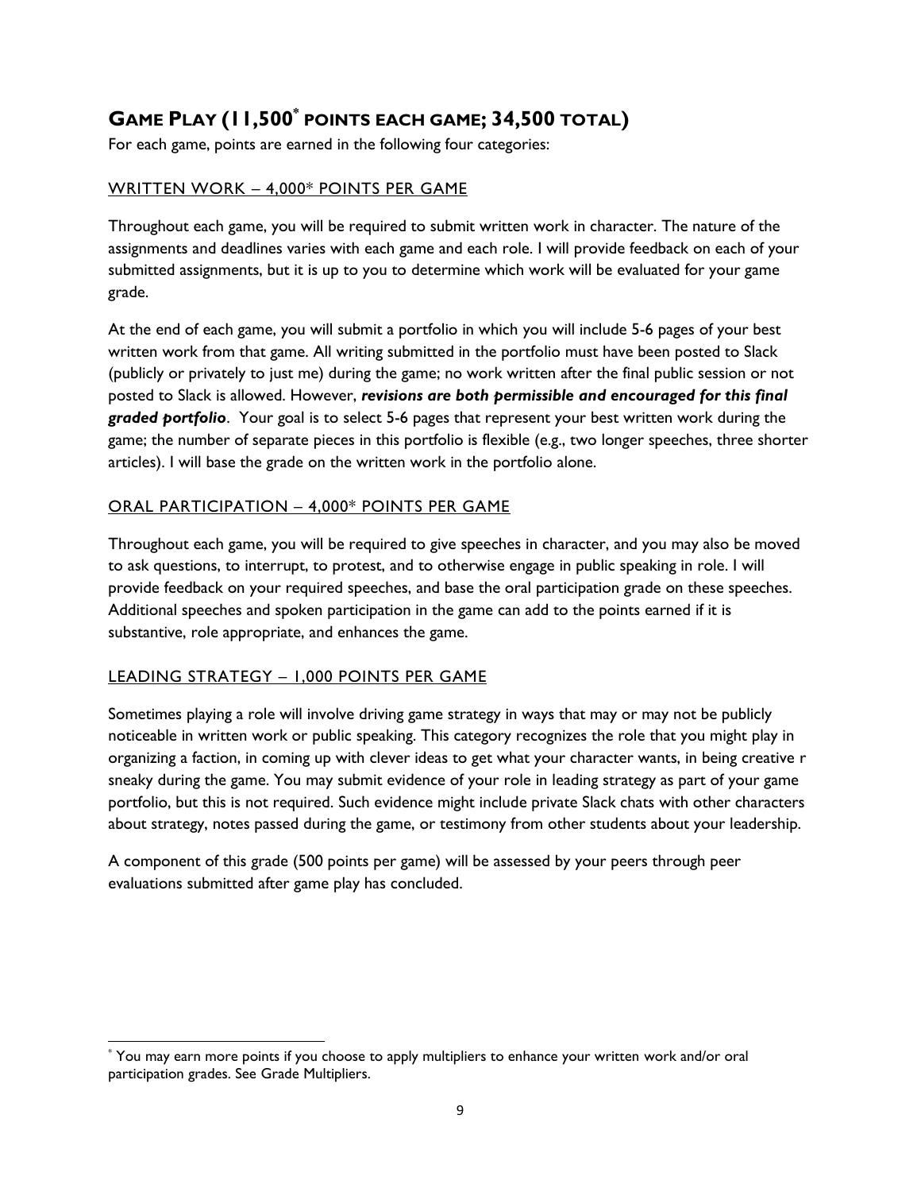## GAME PLAY (11,500* POINTS EACH GAME; 34,500 TOTAL)

For each game, points are earned in the following four categories:

### WRITTEN WORK – 4,000* POINTS PER GAME

Throughout each game, you will be required to submit written work in character. The nature of the assignments and deadlines varies with each game and each role. I will provide feedback on each of your submitted assignments, but it is up to you to determine which work will be evaluated for your game grade.

At the end of each game, you will submit a portfolio in which you will include 5-6 pages of your best written work from that game. All writing submitted in the portfolio must have been posted to Slack (publicly or privately to just me) during the game; no work written after the final public session or not posted to Slack is allowed. However, ***revisions are both permissible and encouraged for this final graded portfolio***. Your goal is to select 5-6 pages that represent your best written work during the game; the number of separate pieces in this portfolio is flexible (e.g., two longer speeches, three shorter articles). I will base the grade on the written work in the portfolio alone.

### ORAL PARTICIPATION – 4,000* POINTS PER GAME

Throughout each game, you will be required to give speeches in character, and you may also be moved to ask questions, to interrupt, to protest, and to otherwise engage in public speaking in role. I will provide feedback on your required speeches, and base the oral participation grade on these speeches. Additional speeches and spoken participation in the game can add to the points earned if it is substantive, role appropriate, and enhances the game.

### LEADING STRATEGY – 1,000 POINTS PER GAME

Sometimes playing a role will involve driving game strategy in ways that may or may not be publicly noticeable in written work or public speaking. This category recognizes the role that you might play in organizing a faction, in coming up with clever ideas to get what your character wants, in being creative r sneaky during the game. You may submit evidence of your role in leading strategy as part of your game portfolio, but this is not required. Such evidence might include private Slack chats with other characters about strategy, notes passed during the game, or testimony from other students about your leadership.

A component of this grade (500 points per game) will be assessed by your peers through peer evaluations submitted after game play has concluded.

---

* You may earn more points if you choose to apply multipliers to enhance your written work and/or oral participation grades. See Grade Multipliers.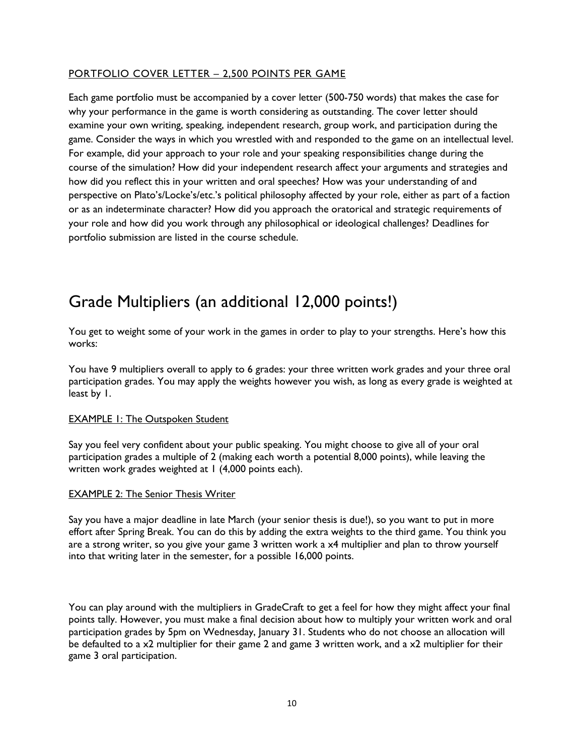<u>PORTFOLIO COVER LETTER – 2,500 POINTS PER GAME</u>

Each game portfolio must be accompanied by a cover letter (500-750 words) that makes the case for why your performance in the game is worth considering as outstanding. The cover letter should examine your own writing, speaking, independent research, group work, and participation during the game. Consider the ways in which you wrestled with and responded to the game on an intellectual level. For example, did your approach to your role and your speaking responsibilities change during the course of the simulation? How did your independent research affect your arguments and strategies and how did you reflect this in your written and oral speeches? How was your understanding of and perspective on Plato's/Locke's/etc.'s political philosophy affected by your role, either as part of a faction or as an indeterminate character? How did you approach the oratorical and strategic requirements of your role and how did you work through any philosophical or ideological challenges? Deadlines for portfolio submission are listed in the course schedule.

# Grade Multipliers (an additional 12,000 points!)

You get to weight some of your work in the games in order to play to your strengths. Here's how this works:

You have 9 multipliers overall to apply to 6 grades: your three written work grades and your three oral participation grades. You may apply the weights however you wish, as long as every grade is weighted at least by 1.

<u>EXAMPLE 1: The Outspoken Student</u>

Say you feel very confident about your public speaking. You might choose to give all of your oral participation grades a multiple of 2 (making each worth a potential 8,000 points), while leaving the written work grades weighted at 1 (4,000 points each).

<u>EXAMPLE 2: The Senior Thesis Writer</u>

Say you have a major deadline in late March (your senior thesis is due!), so you want to put in more effort after Spring Break. You can do this by adding the extra weights to the third game. You think you are a strong writer, so you give your game 3 written work a x4 multiplier and plan to throw yourself into that writing later in the semester, for a possible 16,000 points.

You can play around with the multipliers in GradeCraft to get a feel for how they might affect your final points tally. However, you must make a final decision about how to multiply your written work and oral participation grades by 5pm on Wednesday, January 31. Students who do not choose an allocation will be defaulted to a x2 multiplier for their game 2 and game 3 written work, and a x2 multiplier for their game 3 oral participation.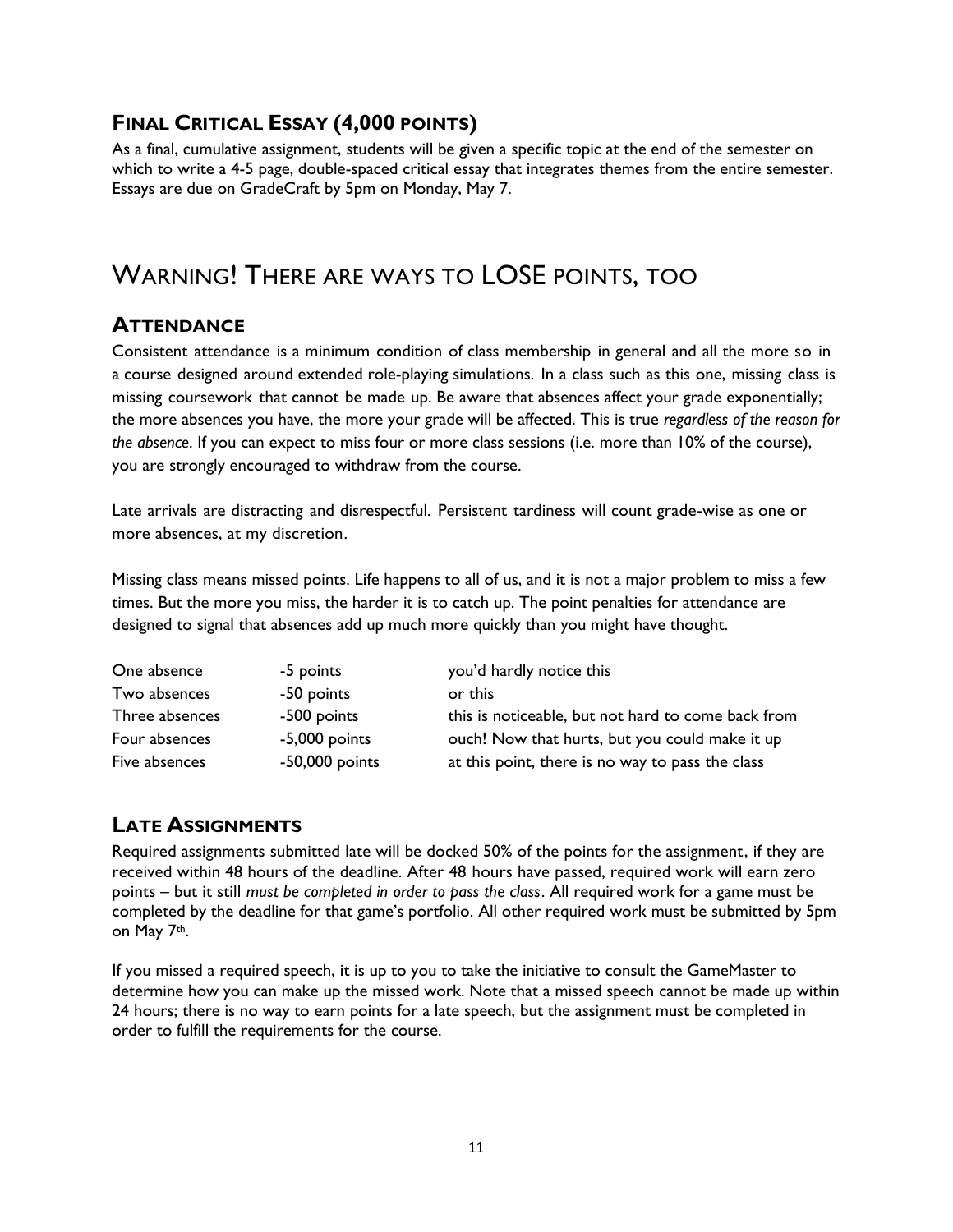### **Final Critical Essay (4,000 points)**

As a final, cumulative assignment, students will be given a specific topic at the end of the semester on which to write a 4-5 page, double-spaced critical essay that integrates themes from the entire semester. Essays are due on GradeCraft by 5pm on Monday, May 7.

## Warning! There are ways to LOSE points, too

### **Attendance**

Consistent attendance is a minimum condition of class membership in general and all the more so in a course designed around extended role-playing simulations. In a class such as this one, missing class is missing coursework that cannot be made up. Be aware that absences affect your grade exponentially; the more absences you have, the more your grade will be affected. This is true *regardless of the reason for the absence*. If you can expect to miss four or more class sessions (i.e. more than 10% of the course), you are strongly encouraged to withdraw from the course.

Late arrivals are distracting and disrespectful. Persistent tardiness will count grade-wise as one or more absences, at my discretion.

Missing class means missed points. Life happens to all of us, and it is not a major problem to miss a few times. But the more you miss, the harder it is to catch up. The point penalties for attendance are designed to signal that absences add up much more quickly than you might have thought.

| | | |
|---|---|---|
| One absence | -5 points | you'd hardly notice this |
| Two absences | -50 points | or this |
| Three absences | -500 points | this is noticeable, but not hard to come back from |
| Four absences | -5,000 points | ouch! Now that hurts, but you could make it up |
| Five absences | -50,000 points | at this point, there is no way to pass the class |

### **Late Assignments**

Required assignments submitted late will be docked 50% of the points for the assignment, if they are received within 48 hours of the deadline. After 48 hours have passed, required work will earn zero points – but it still *must be completed in order to pass the class*. All required work for a game must be completed by the deadline for that game's portfolio. All other required work must be submitted by 5pm on May 7th.

If you missed a required speech, it is up to you to take the initiative to consult the GameMaster to determine how you can make up the missed work. Note that a missed speech cannot be made up within 24 hours; there is no way to earn points for a late speech, but the assignment must be completed in order to fulfill the requirements for the course.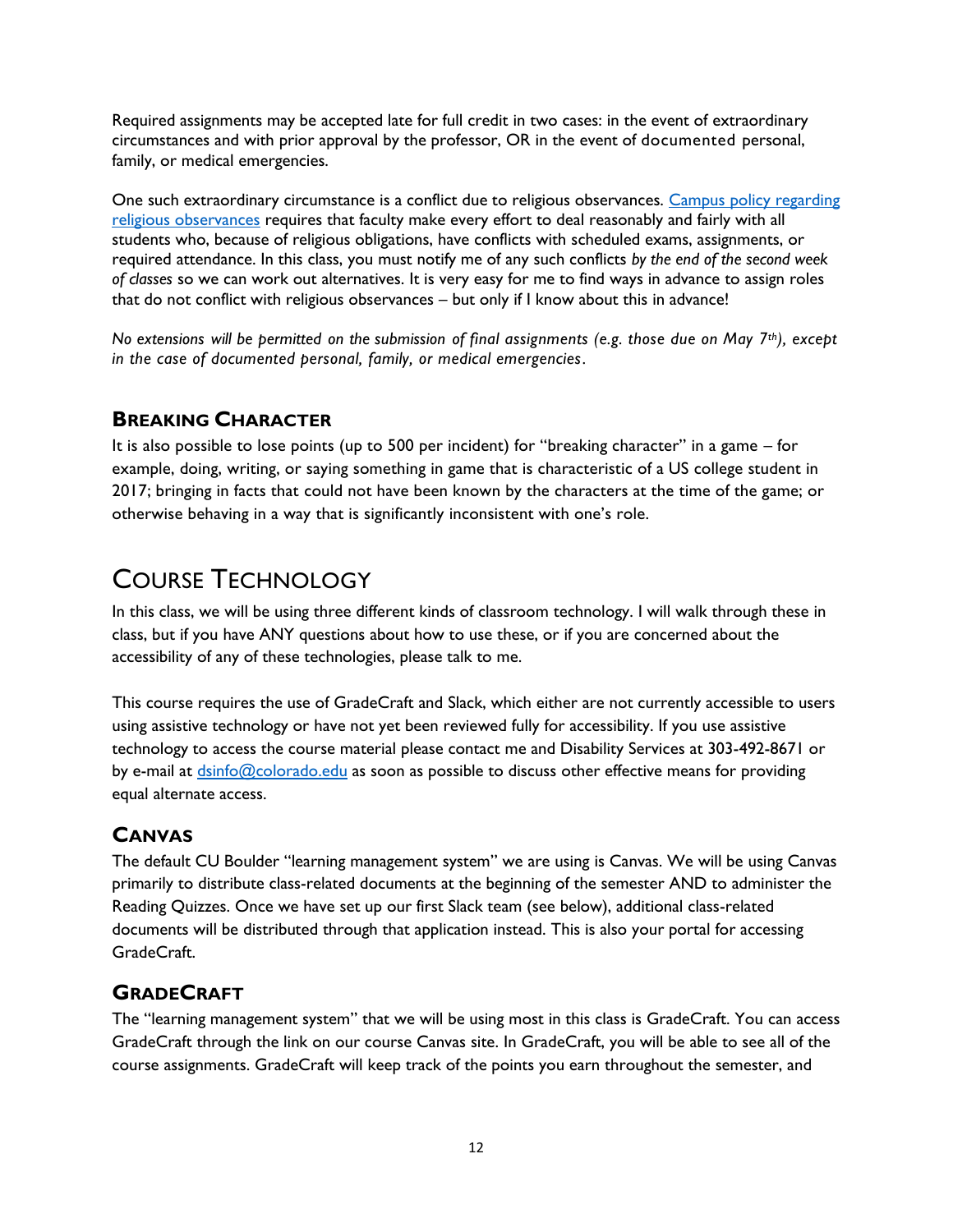Required assignments may be accepted late for full credit in two cases: in the event of extraordinary circumstances and with prior approval by the professor, OR in the event of documented personal, family, or medical emergencies.

One such extraordinary circumstance is a conflict due to religious observances. [Campus policy regarding religious observances] requires that faculty make every effort to deal reasonably and fairly with all students who, because of religious obligations, have conflicts with scheduled exams, assignments, or required attendance. In this class, you must notify me of any such conflicts *by the end of the second week of classes* so we can work out alternatives. It is very easy for me to find ways in advance to assign roles that do not conflict with religious observances – but only if I know about this in advance!

*No extensions will be permitted on the submission of final assignments (e.g. those due on May 7th), except in the case of documented personal, family, or medical emergencies.*

## Breaking Character

It is also possible to lose points (up to 500 per incident) for "breaking character" in a game – for example, doing, writing, or saying something in game that is characteristic of a US college student in 2017; bringing in facts that could not have been known by the characters at the time of the game; or otherwise behaving in a way that is significantly inconsistent with one's role.

# Course Technology

In this class, we will be using three different kinds of classroom technology. I will walk through these in class, but if you have ANY questions about how to use these, or if you are concerned about the accessibility of any of these technologies, please talk to me.

This course requires the use of GradeCraft and Slack, which either are not currently accessible to users using assistive technology or have not yet been reviewed fully for accessibility. If you use assistive technology to access the course material please contact me and Disability Services at 303-492-8671 or by e-mail at dsinfo@colorado.edu as soon as possible to discuss other effective means for providing equal alternate access.

## Canvas

The default CU Boulder "learning management system" we are using is Canvas. We will be using Canvas primarily to distribute class-related documents at the beginning of the semester AND to administer the Reading Quizzes. Once we have set up our first Slack team (see below), additional class-related documents will be distributed through that application instead. This is also your portal for accessing GradeCraft.

## GradeCraft

The "learning management system" that we will be using most in this class is GradeCraft. You can access GradeCraft through the link on our course Canvas site. In GradeCraft, you will be able to see all of the course assignments. GradeCraft will keep track of the points you earn throughout the semester, and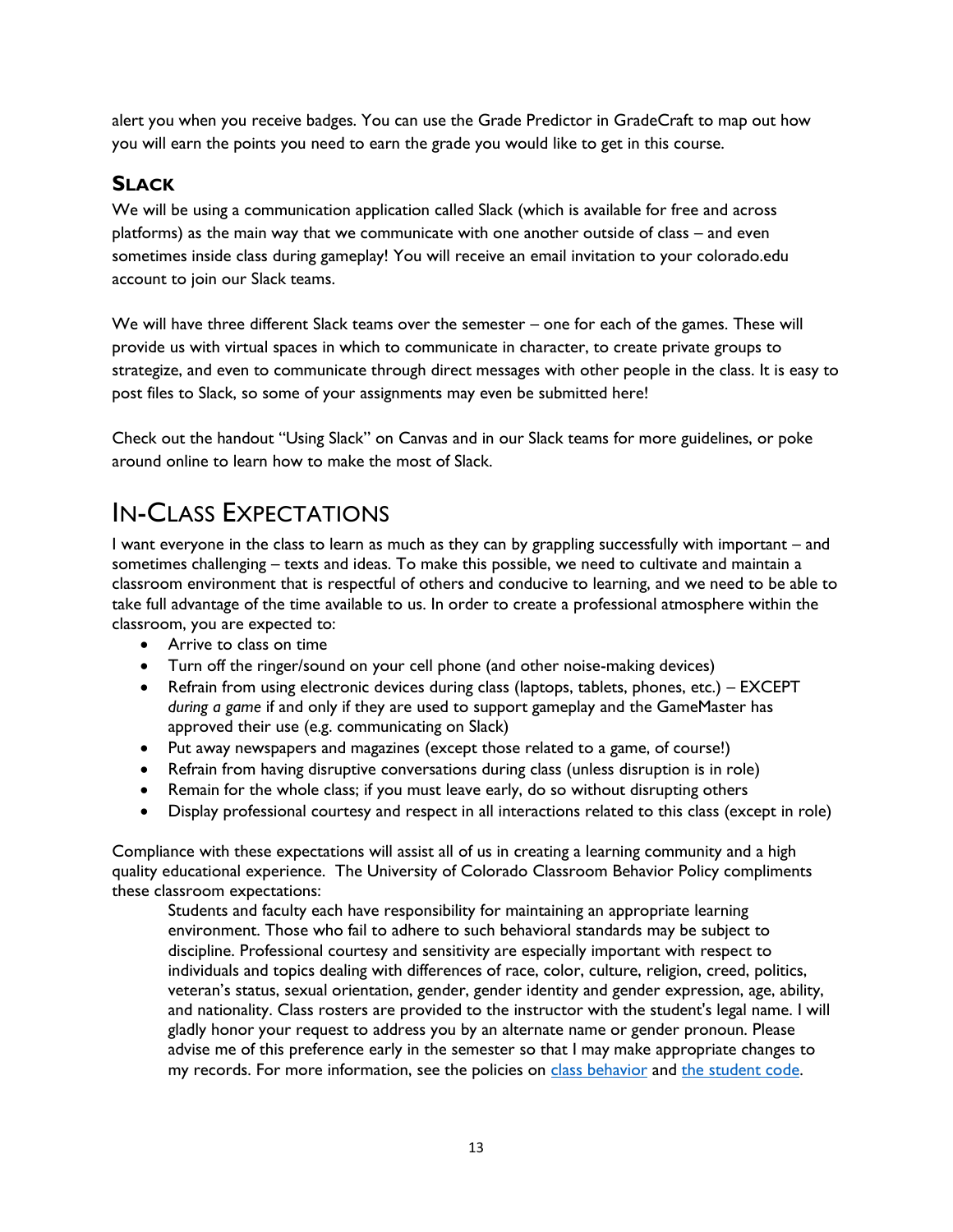alert you when you receive badges. You can use the Grade Predictor in GradeCraft to map out how you will earn the points you need to earn the grade you would like to get in this course.

### Slack

We will be using a communication application called Slack (which is available for free and across platforms) as the main way that we communicate with one another outside of class – and even sometimes inside class during gameplay! You will receive an email invitation to your colorado.edu account to join our Slack teams.

We will have three different Slack teams over the semester – one for each of the games. These will provide us with virtual spaces in which to communicate in character, to create private groups to strategize, and even to communicate through direct messages with other people in the class. It is easy to post files to Slack, so some of your assignments may even be submitted here!

Check out the handout "Using Slack" on Canvas and in our Slack teams for more guidelines, or poke around online to learn how to make the most of Slack.

## In-Class Expectations

I want everyone in the class to learn as much as they can by grappling successfully with important – and sometimes challenging – texts and ideas. To make this possible, we need to cultivate and maintain a classroom environment that is respectful of others and conducive to learning, and we need to be able to take full advantage of the time available to us. In order to create a professional atmosphere within the classroom, you are expected to:

- Arrive to class on time
- Turn off the ringer/sound on your cell phone (and other noise-making devices)
- Refrain from using electronic devices during class (laptops, tablets, phones, etc.) – EXCEPT *during a game* if and only if they are used to support gameplay and the GameMaster has approved their use (e.g. communicating on Slack)
- Put away newspapers and magazines (except those related to a game, of course!)
- Refrain from having disruptive conversations during class (unless disruption is in role)
- Remain for the whole class; if you must leave early, do so without disrupting others
- Display professional courtesy and respect in all interactions related to this class (except in role)

Compliance with these expectations will assist all of us in creating a learning community and a high quality educational experience. The University of Colorado Classroom Behavior Policy compliments these classroom expectations:

> Students and faculty each have responsibility for maintaining an appropriate learning environment. Those who fail to adhere to such behavioral standards may be subject to discipline. Professional courtesy and sensitivity are especially important with respect to individuals and topics dealing with differences of race, color, culture, religion, creed, politics, veteran's status, sexual orientation, gender, gender identity and gender expression, age, ability, and nationality. Class rosters are provided to the instructor with the student's legal name. I will gladly honor your request to address you by an alternate name or gender pronoun. Please advise me of this preference early in the semester so that I may make appropriate changes to my records. For more information, see the policies on class behavior and the student code.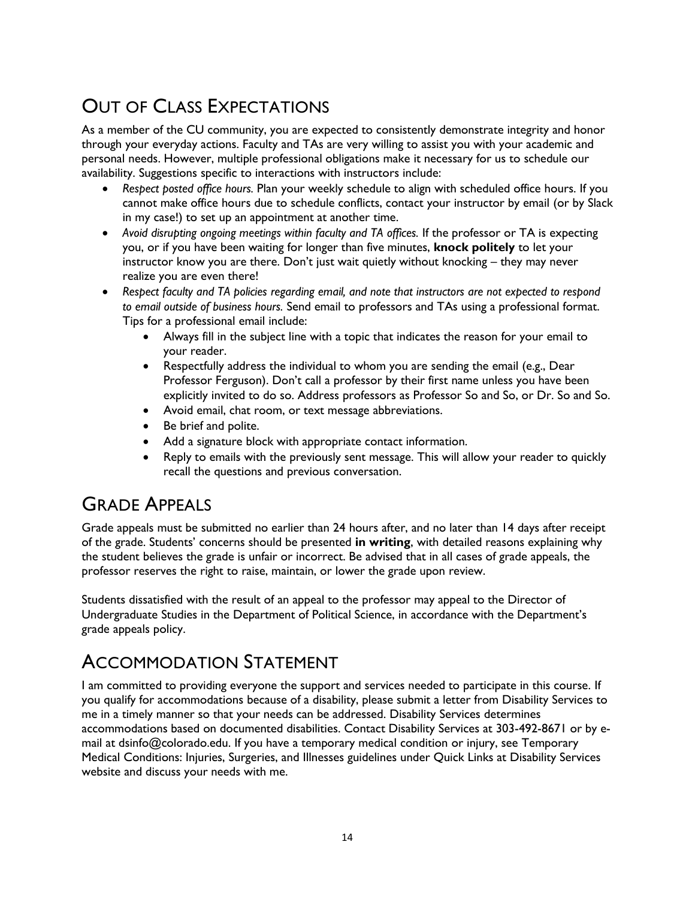## Out of Class Expectations

As a member of the CU community, you are expected to consistently demonstrate integrity and honor through your everyday actions. Faculty and TAs are very willing to assist you with your academic and personal needs. However, multiple professional obligations make it necessary for us to schedule our availability. Suggestions specific to interactions with instructors include:

- *Respect posted office hours.* Plan your weekly schedule to align with scheduled office hours. If you cannot make office hours due to schedule conflicts, contact your instructor by email (or by Slack in my case!) to set up an appointment at another time.
- *Avoid disrupting ongoing meetings within faculty and TA offices.* If the professor or TA is expecting you, or if you have been waiting for longer than five minutes, **knock politely** to let your instructor know you are there. Don't just wait quietly without knocking – they may never realize you are even there!
- *Respect faculty and TA policies regarding email, and note that instructors are not expected to respond to email outside of business hours.* Send email to professors and TAs using a professional format. Tips for a professional email include:
    - Always fill in the subject line with a topic that indicates the reason for your email to your reader.
    - Respectfully address the individual to whom you are sending the email (e.g., Dear Professor Ferguson). Don't call a professor by their first name unless you have been explicitly invited to do so. Address professors as Professor So and So, or Dr. So and So.
    - Avoid email, chat room, or text message abbreviations.
    - Be brief and polite.
    - Add a signature block with appropriate contact information.
    - Reply to emails with the previously sent message. This will allow your reader to quickly recall the questions and previous conversation.

## Grade Appeals

Grade appeals must be submitted no earlier than 24 hours after, and no later than 14 days after receipt of the grade. Students' concerns should be presented **in writing**, with detailed reasons explaining why the student believes the grade is unfair or incorrect. Be advised that in all cases of grade appeals, the professor reserves the right to raise, maintain, or lower the grade upon review.

Students dissatisfied with the result of an appeal to the professor may appeal to the Director of Undergraduate Studies in the Department of Political Science, in accordance with the Department's grade appeals policy.

## Accommodation Statement

I am committed to providing everyone the support and services needed to participate in this course. If you qualify for accommodations because of a disability, please submit a letter from Disability Services to me in a timely manner so that your needs can be addressed. Disability Services determines accommodations based on documented disabilities. Contact Disability Services at 303-492-8671 or by e-mail at dsinfo@colorado.edu. If you have a temporary medical condition or injury, see Temporary Medical Conditions: Injuries, Surgeries, and Illnesses guidelines under Quick Links at Disability Services website and discuss your needs with me.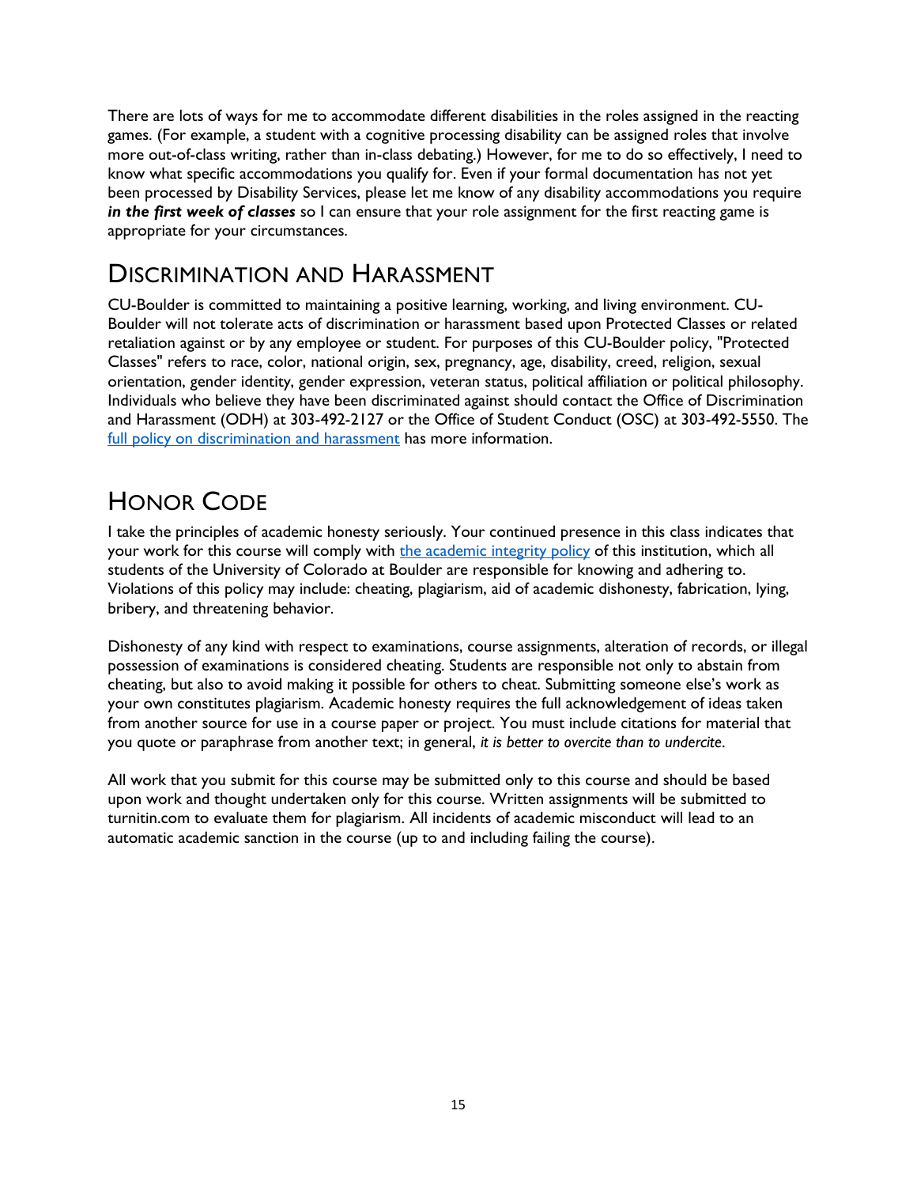There are lots of ways for me to accommodate different disabilities in the roles assigned in the reacting games. (For example, a student with a cognitive processing disability can be assigned roles that involve more out-of-class writing, rather than in-class debating.) However, for me to do so effectively, I need to know what specific accommodations you qualify for. Even if your formal documentation has not yet been processed by Disability Services, please let me know of any disability accommodations you require ***in the first week of classes*** so I can ensure that your role assignment for the first reacting game is appropriate for your circumstances.

## Discrimination and Harassment

CU-Boulder is committed to maintaining a positive learning, working, and living environment. CU-Boulder will not tolerate acts of discrimination or harassment based upon Protected Classes or related retaliation against or by any employee or student. For purposes of this CU-Boulder policy, "Protected Classes" refers to race, color, national origin, sex, pregnancy, age, disability, creed, religion, sexual orientation, gender identity, gender expression, veteran status, political affiliation or political philosophy. Individuals who believe they have been discriminated against should contact the Office of Discrimination and Harassment (ODH) at 303-492-2127 or the Office of Student Conduct (OSC) at 303-492-5550. The full policy on discrimination and harassment has more information.

## Honor Code

I take the principles of academic honesty seriously. Your continued presence in this class indicates that your work for this course will comply with the academic integrity policy of this institution, which all students of the University of Colorado at Boulder are responsible for knowing and adhering to. Violations of this policy may include: cheating, plagiarism, aid of academic dishonesty, fabrication, lying, bribery, and threatening behavior.

Dishonesty of any kind with respect to examinations, course assignments, alteration of records, or illegal possession of examinations is considered cheating. Students are responsible not only to abstain from cheating, but also to avoid making it possible for others to cheat. Submitting someone else's work as your own constitutes plagiarism. Academic honesty requires the full acknowledgement of ideas taken from another source for use in a course paper or project. You must include citations for material that you quote or paraphrase from another text; in general, *it is better to overcite than to undercite*.

All work that you submit for this course may be submitted only to this course and should be based upon work and thought undertaken only for this course. Written assignments will be submitted to turnitin.com to evaluate them for plagiarism. All incidents of academic misconduct will lead to an automatic academic sanction in the course (up to and including failing the course).